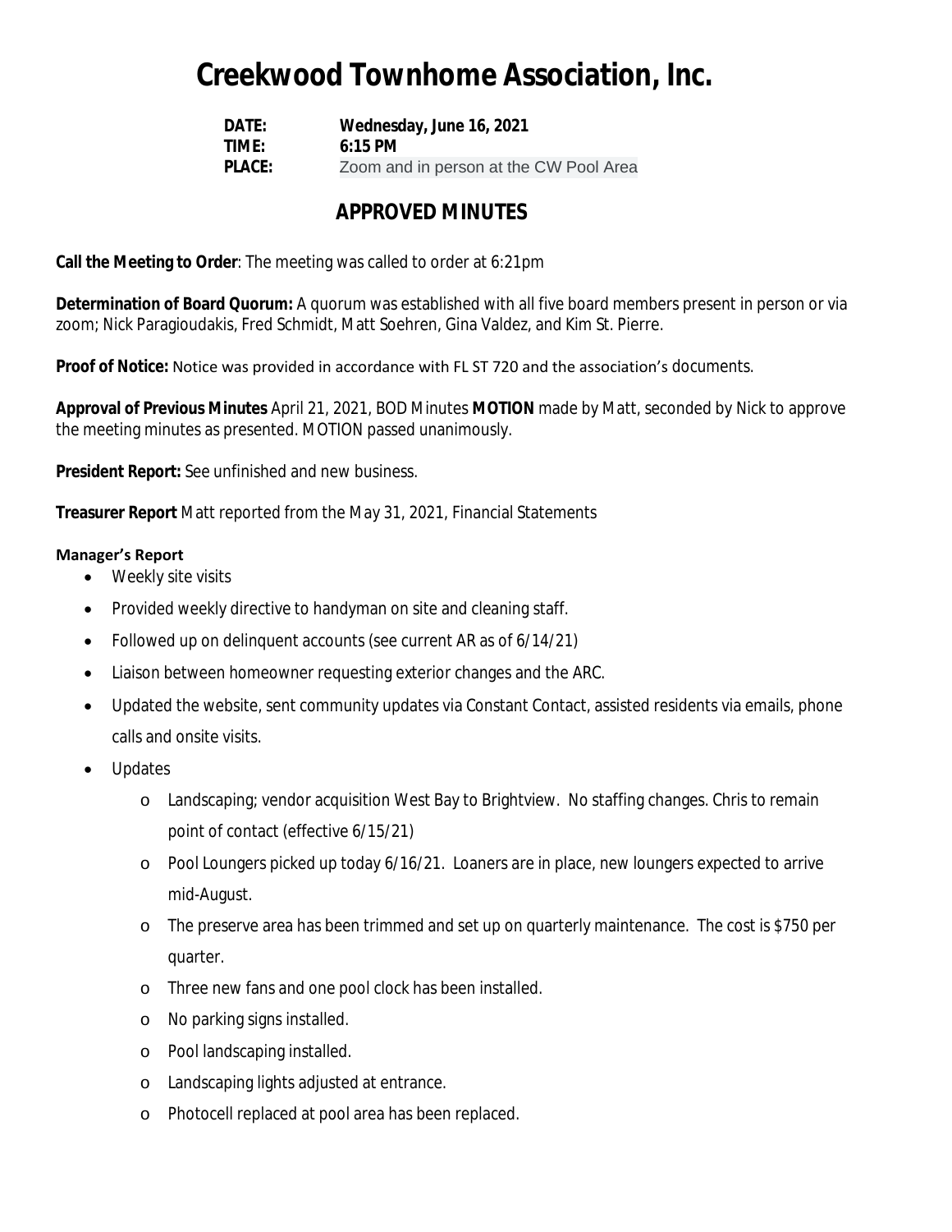# Creekwood Townhome Association, Inc.

**DATE:** **Wednesday, June 16, 2021**
**TIME:** **6:15 PM**
**PLACE:** Zoom and in person at the CW Pool Area

## APPROVED MINUTES

**Call the Meeting to Order**: The meeting was called to order at 6:21pm

**Determination of Board Quorum:** A quorum was established with all five board members present in person or via zoom; Nick Paragioudakis, Fred Schmidt, Matt Soehren, Gina Valdez, and Kim St. Pierre.

**Proof of Notice:** Notice was provided in accordance with FL ST 720 and the association's documents.

**Approval of Previous Minutes** April 21, 2021, BOD Minutes **MOTION** made by Matt, seconded by Nick to approve the meeting minutes as presented. MOTION passed unanimously.

**President Report:** See unfinished and new business.

**Treasurer Report** Matt reported from the May 31, 2021, Financial Statements

**Manager's Report**

- Weekly site visits
- Provided weekly directive to handyman on site and cleaning staff.
- Followed up on delinquent accounts (see current AR as of 6/14/21)
- Liaison between homeowner requesting exterior changes and the ARC.
- Updated the website, sent community updates via Constant Contact, assisted residents via emails, phone calls and onsite visits.
- Updates
  - Landscaping; vendor acquisition West Bay to Brightview. No staffing changes. Chris to remain point of contact (effective 6/15/21)
  - Pool Loungers picked up today 6/16/21. Loaners are in place, new loungers expected to arrive mid-August.
  - The preserve area has been trimmed and set up on quarterly maintenance. The cost is $750 per quarter.
  - Three new fans and one pool clock has been installed.
  - No parking signs installed.
  - Pool landscaping installed.
  - Landscaping lights adjusted at entrance.
  - Photocell replaced at pool area has been replaced.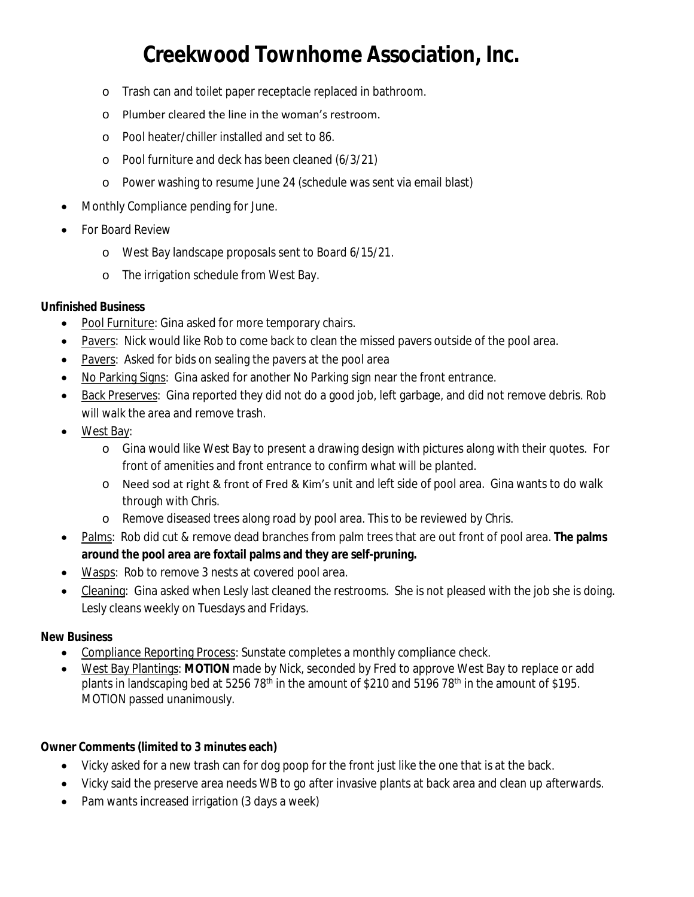# Creekwood Townhome Association, Inc.

  - Trash can and toilet paper receptacle replaced in bathroom.
  - Plumber cleared the line in the woman's restroom.
  - Pool heater/chiller installed and set to 86.
  - Pool furniture and deck has been cleaned (6/3/21)
  - Power washing to resume June 24 (schedule was sent via email blast)
- Monthly Compliance pending for June.
- For Board Review
  - West Bay landscape proposals sent to Board 6/15/21.
  - The irrigation schedule from West Bay.

**Unfinished Business**

- Pool Furniture: Gina asked for more temporary chairs.
- Pavers: Nick would like Rob to come back to clean the missed pavers outside of the pool area.
- Pavers: Asked for bids on sealing the pavers at the pool area
- No Parking Signs: Gina asked for another No Parking sign near the front entrance.
- Back Preserves: Gina reported they did not do a good job, left garbage, and did not remove debris. Rob will walk the area and remove trash.
- West Bay:
  - Gina would like West Bay to present a drawing design with pictures along with their quotes. For front of amenities and front entrance to confirm what will be planted.
  - Need sod at right & front of Fred & Kim's unit and left side of pool area. Gina wants to do walk through with Chris.
  - Remove diseased trees along road by pool area. This to be reviewed by Chris.
- Palms: Rob did cut & remove dead branches from palm trees that are out front of pool area. **The palms around the pool area are foxtail palms and they are self-pruning.**
- Wasps: Rob to remove 3 nests at covered pool area.
- Cleaning: Gina asked when Lesly last cleaned the restrooms. She is not pleased with the job she is doing. Lesly cleans weekly on Tuesdays and Fridays.

**New Business**

- Compliance Reporting Process: Sunstate completes a monthly compliance check.
- West Bay Plantings: **MOTION** made by Nick, seconded by Fred to approve West Bay to replace or add plants in landscaping bed at 5256 78th in the amount of $210 and 5196 78th in the amount of $195. MOTION passed unanimously.

**Owner Comments (limited to 3 minutes each)**

- Vicky asked for a new trash can for dog poop for the front just like the one that is at the back.
- Vicky said the preserve area needs WB to go after invasive plants at back area and clean up afterwards.
- Pam wants increased irrigation (3 days a week)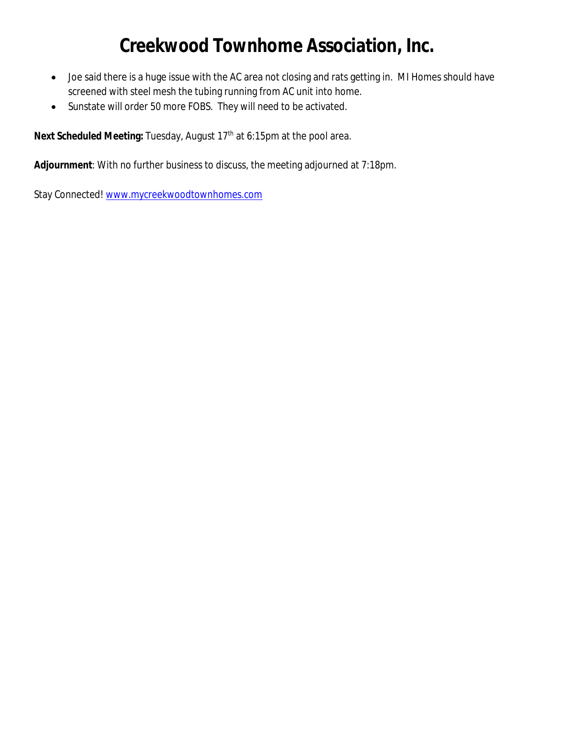# Creekwood Townhome Association, Inc.

- Joe said there is a huge issue with the AC area not closing and rats getting in. M I Homes should have screened with steel mesh the tubing running from AC unit into home.
- Sunstate will order 50 more FOBS. They will need to be activated.

**Next Scheduled Meeting:** Tuesday, August 17th at 6:15pm at the pool area.

**Adjournment**: With no further business to discuss, the meeting adjourned at 7:18pm.

Stay Connected! www.mycreekwoodtownhomes.com